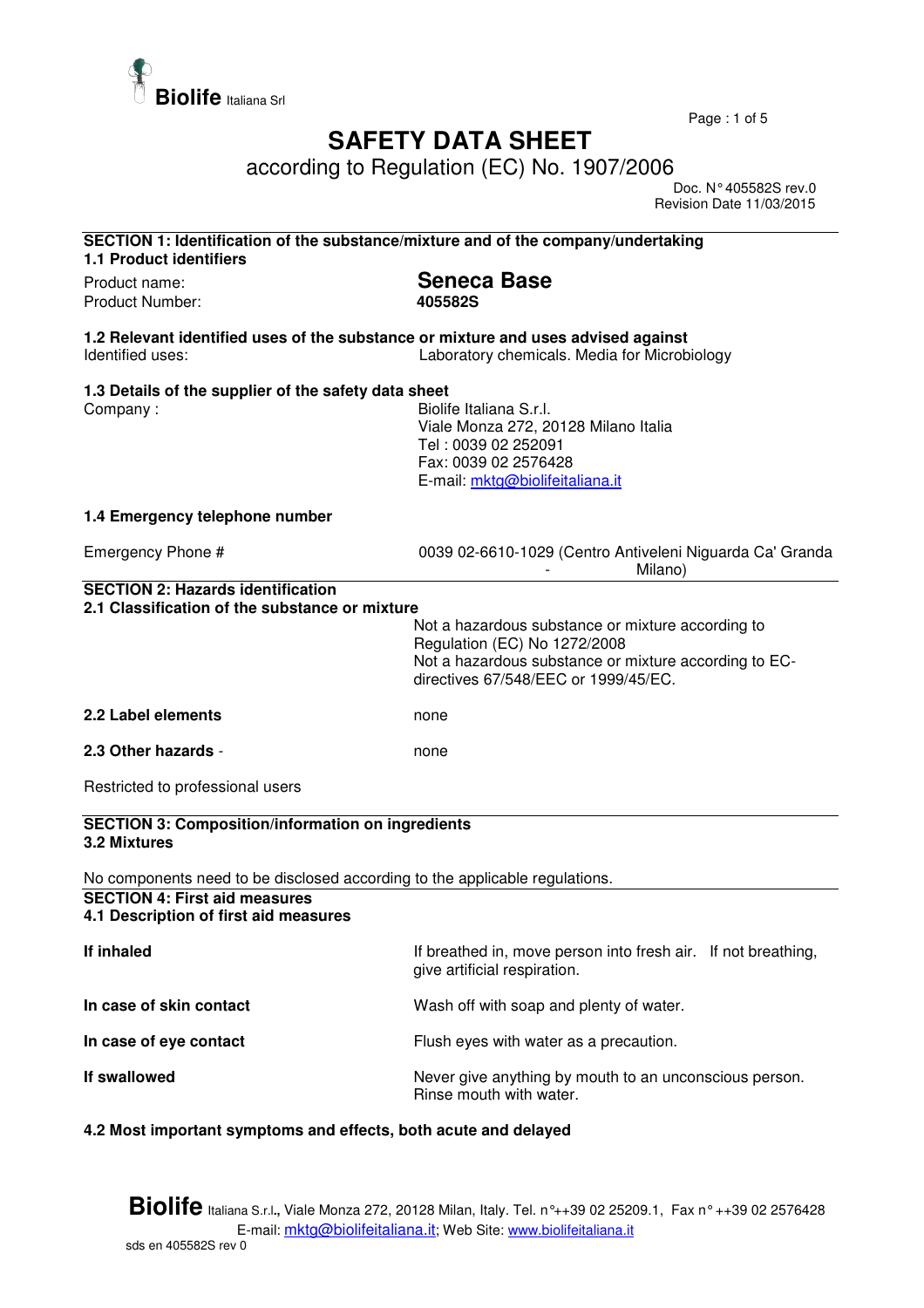Biolife Italiana Srl

# SAFETY DATA SHEET

according to Regulation (EC) No. 1907/2006

Doc. N° 405582S rev.0
Revision Date 11/03/2015

## SECTION 1: Identification of the substance/mixture and of the company/undertaking

### 1.1 Product identifiers

| | |
|---|---|
| Product name: | **Seneca Base** |
| Product Number: | **405582S** |

### 1.2 Relevant identified uses of the substance or mixture and uses advised against

| | |
|---|---|
| Identified uses: | Laboratory chemicals. Media for Microbiology |

### 1.3 Details of the supplier of the safety data sheet

| | |
|---|---|
| Company : | Biolife Italiana S.r.l.<br>Viale Monza 272, 20128 Milano Italia<br>Tel : 0039 02 252091<br>Fax: 0039 02 2576428<br>E-mail: mktg@biolifeitaliana.it |

### 1.4 Emergency telephone number

| | |
|---|---|
| Emergency Phone # | 0039 02-6610-1029 (Centro Antiveleni Niguarda Ca' Granda - Milano) |

## SECTION 2: Hazards identification

### 2.1 Classification of the substance or mixture

Not a hazardous substance or mixture according to Regulation (EC) No 1272/2008
Not a hazardous substance or mixture according to EC-directives 67/548/EEC or 1999/45/EC.

**2.2 Label elements** none

**2.3 Other hazards** - none

Restricted to professional users

## SECTION 3: Composition/information on ingredients

### 3.2 Mixtures

No components need to be disclosed according to the applicable regulations.

## SECTION 4: First aid measures

### 4.1 Description of first aid measures

| | |
|---|---|
| **If inhaled** | If breathed in, move person into fresh air. If not breathing, give artificial respiration. |
| **In case of skin contact** | Wash off with soap and plenty of water. |
| **In case of eye contact** | Flush eyes with water as a precaution. |
| **If swallowed** | Never give anything by mouth to an unconscious person. Rinse mouth with water. |

### 4.2 Most important symptoms and effects, both acute and delayed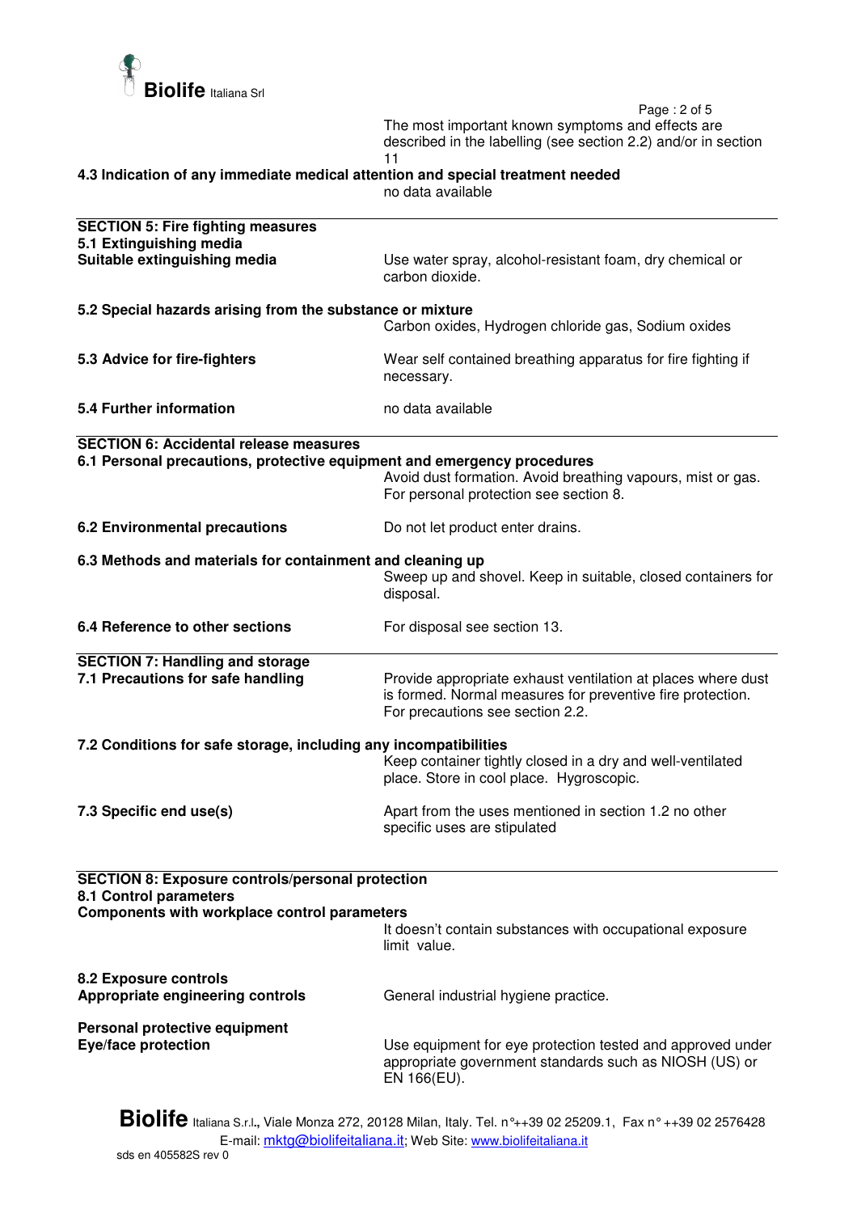The most important known symptoms and effects are described in the labelling (see section 2.2) and/or in section 11

**4.3 Indication of any immediate medical attention and special treatment needed**

no data available

## SECTION 5: Fire fighting measures

**5.1 Extinguishing media**

**Suitable extinguishing media**
Use water spray, alcohol-resistant foam, dry chemical or carbon dioxide.

**5.2 Special hazards arising from the substance or mixture**
Carbon oxides, Hydrogen chloride gas, Sodium oxides

**5.3 Advice for fire-fighters**
Wear self contained breathing apparatus for fire fighting if necessary.

**5.4 Further information**
no data available

## SECTION 6: Accidental release measures

**6.1 Personal precautions, protective equipment and emergency procedures**
Avoid dust formation. Avoid breathing vapours, mist or gas. For personal protection see section 8.

**6.2 Environmental precautions**
Do not let product enter drains.

**6.3 Methods and materials for containment and cleaning up**
Sweep up and shovel. Keep in suitable, closed containers for disposal.

**6.4 Reference to other sections**
For disposal see section 13.

## SECTION 7: Handling and storage

**7.1 Precautions for safe handling**
Provide appropriate exhaust ventilation at places where dust is formed. Normal measures for preventive fire protection. For precautions see section 2.2.

**7.2 Conditions for safe storage, including any incompatibilities**
Keep container tightly closed in a dry and well-ventilated place. Store in cool place. Hygroscopic.

**7.3 Specific end use(s)**
Apart from the uses mentioned in section 1.2 no other specific uses are stipulated

## SECTION 8: Exposure controls/personal protection

**8.1 Control parameters**

**Components with workplace control parameters**
It doesn't contain substances with occupational exposure limit value.

**8.2 Exposure controls**

**Appropriate engineering controls**
General industrial hygiene practice.

**Personal protective equipment**

**Eye/face protection**
Use equipment for eye protection tested and approved under appropriate government standards such as NIOSH (US) or EN 166(EU).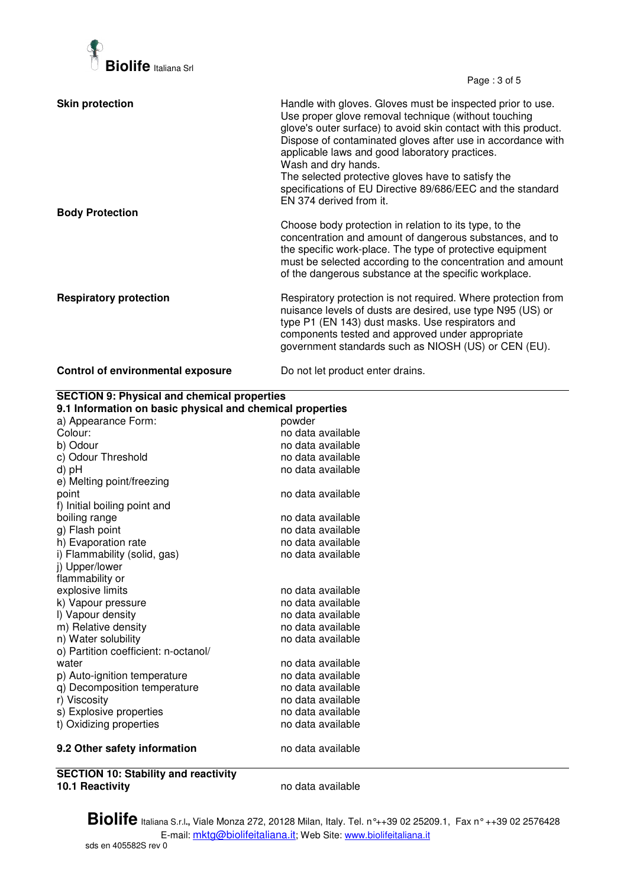| | |
|---|---|
| **Skin protection** | Handle with gloves. Gloves must be inspected prior to use. Use proper glove removal technique (without touching glove's outer surface) to avoid skin contact with this product. Dispose of contaminated gloves after use in accordance with applicable laws and good laboratory practices. Wash and dry hands. The selected protective gloves have to satisfy the specifications of EU Directive 89/686/EEC and the standard EN 374 derived from it. |
| **Body Protection** | Choose body protection in relation to its type, to the concentration and amount of dangerous substances, and to the specific work-place. The type of protective equipment must be selected according to the concentration and amount of the dangerous substance at the specific workplace. |
| **Respiratory protection** | Respiratory protection is not required. Where protection from nuisance levels of dusts are desired, use type N95 (US) or type P1 (EN 143) dust masks. Use respirators and components tested and approved under appropriate government standards such as NIOSH (US) or CEN (EU). |
| **Control of environmental exposure** | Do not let product enter drains. |

**SECTION 9: Physical and chemical properties**

**9.1 Information on basic physical and chemical properties**

| | |
|---|---|
| a) Appearance Form: | powder |
| Colour: | no data available |
| b) Odour | no data available |
| c) Odour Threshold | no data available |
| d) pH | no data available |
| e) Melting point/freezing point | no data available |
| f) Initial boiling point and boiling range | no data available |
| g) Flash point | no data available |
| h) Evaporation rate | no data available |
| i) Flammability (solid, gas) | no data available |
| j) Upper/lower flammability or explosive limits | no data available |
| k) Vapour pressure | no data available |
| l) Vapour density | no data available |
| m) Relative density | no data available |
| n) Water solubility | no data available |
| o) Partition coefficient: n-octanol/ water | no data available |
| p) Auto-ignition temperature | no data available |
| q) Decomposition temperature | no data available |
| r) Viscosity | no data available |
| s) Explosive properties | no data available |
| t) Oxidizing properties | no data available |

| | |
|---|---|
| **9.2 Other safety information** | no data available |

**SECTION 10: Stability and reactivity**

| | |
|---|---|
| **10.1 Reactivity** | no data available |

**Biolife** Italiana S.r.l., Viale Monza 272, 20128 Milan, Italy. Tel. n°++39 02 25209.1, Fax n° ++39 02 2576428
E-mail: mktg@biolifeitaliana.it; Web Site: www.biolifeitaliana.it

sds en 405582S rev 0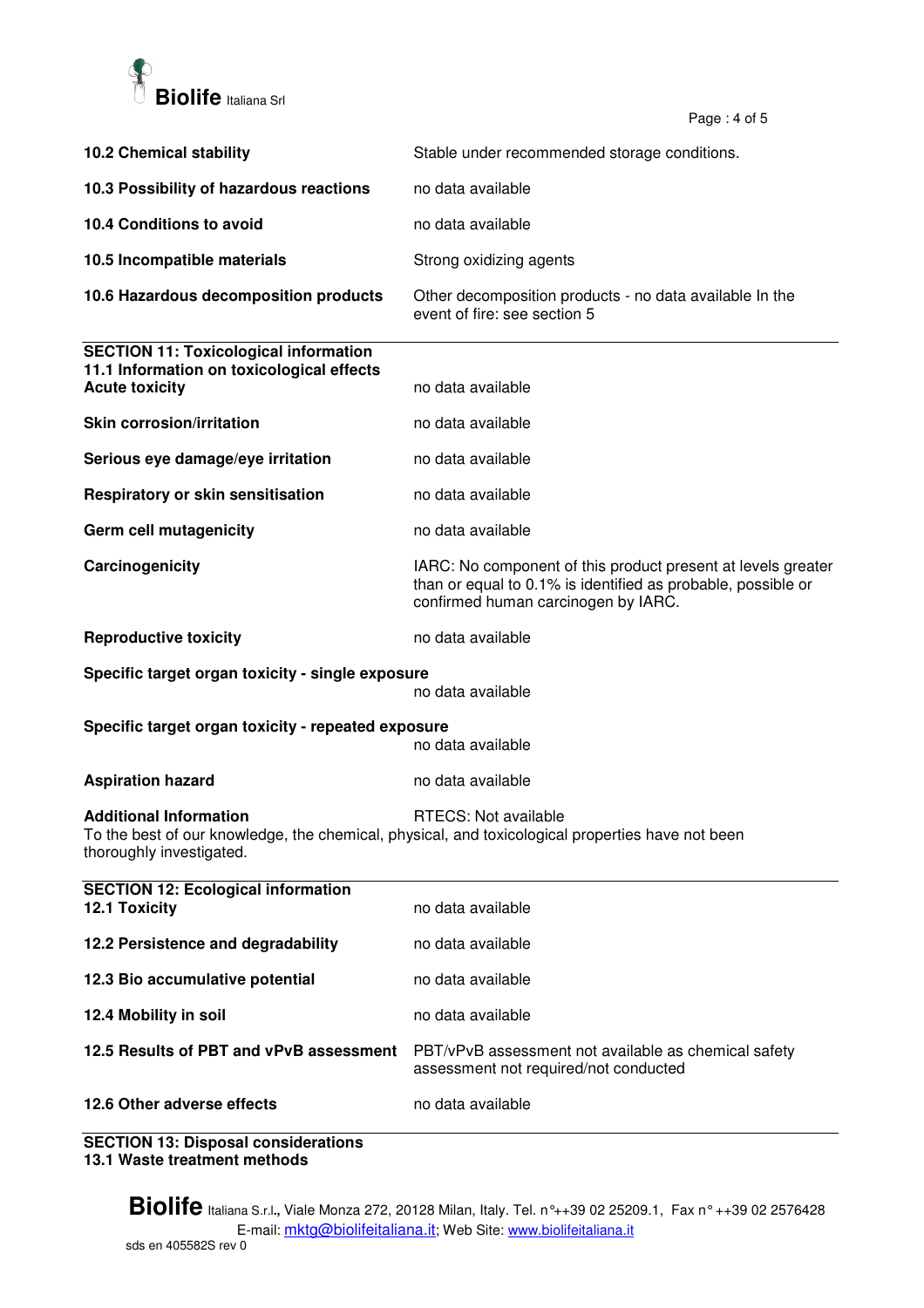| | |
|---|---|
| **10.2 Chemical stability** | Stable under recommended storage conditions. |
| **10.3 Possibility of hazardous reactions** | no data available |
| **10.4 Conditions to avoid** | no data available |
| **10.5 Incompatible materials** | Strong oxidizing agents |
| **10.6 Hazardous decomposition products** | Other decomposition products - no data available In the event of fire: see section 5 |

## SECTION 11: Toxicological information

### 11.1 Information on toxicological effects

| | |
|---|---|
| **Acute toxicity** | no data available |
| **Skin corrosion/irritation** | no data available |
| **Serious eye damage/eye irritation** | no data available |
| **Respiratory or skin sensitisation** | no data available |
| **Germ cell mutagenicity** | no data available |
| **Carcinogenicity** | IARC: No component of this product present at levels greater than or equal to 0.1% is identified as probable, possible or confirmed human carcinogen by IARC. |
| **Reproductive toxicity** | no data available |
| **Specific target organ toxicity - single exposure** | no data available |
| **Specific target organ toxicity - repeated exposure** | no data available |
| **Aspiration hazard** | no data available |
| **Additional Information** | RTECS: Not available |

To the best of our knowledge, the chemical, physical, and toxicological properties have not been thoroughly investigated.

## SECTION 12: Ecological information

| | |
|---|---|
| **12.1 Toxicity** | no data available |
| **12.2 Persistence and degradability** | no data available |
| **12.3 Bio accumulative potential** | no data available |
| **12.4 Mobility in soil** | no data available |
| **12.5 Results of PBT and vPvB assessment** | PBT/vPvB assessment not available as chemical safety assessment not required/not conducted |
| **12.6 Other adverse effects** | no data available |

## SECTION 13: Disposal considerations

### 13.1 Waste treatment methods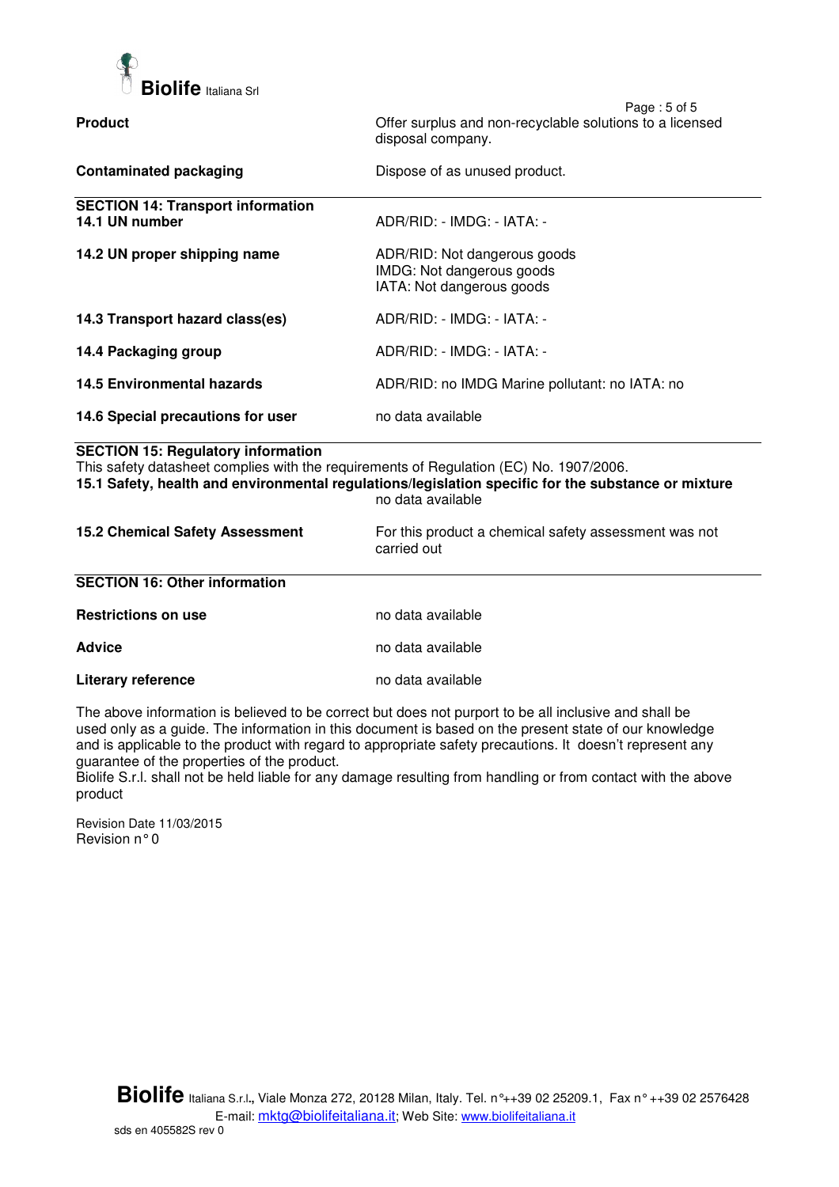| | |
|---|---|
| **Product** | Offer surplus and non-recyclable solutions to a licensed disposal company. |
| **Contaminated packaging** | Dispose of as unused product. |

## SECTION 14: Transport information

| | |
|---|---|
| **14.1 UN number** | ADR/RID: - IMDG: - IATA: - |
| **14.2 UN proper shipping name** | ADR/RID: Not dangerous goods<br>IMDG: Not dangerous goods<br>IATA: Not dangerous goods |
| **14.3 Transport hazard class(es)** | ADR/RID: - IMDG: - IATA: - |
| **14.4 Packaging group** | ADR/RID: - IMDG: - IATA: - |
| **14.5 Environmental hazards** | ADR/RID: no IMDG Marine pollutant: no IATA: no |
| **14.6 Special precautions for user** | no data available |

## SECTION 15: Regulatory information

This safety datasheet complies with the requirements of Regulation (EC) No. 1907/2006.

**15.1 Safety, health and environmental regulations/legislation specific for the substance or mixture**

no data available

| | |
|---|---|
| **15.2 Chemical Safety Assessment** | For this product a chemical safety assessment was not carried out |

## SECTION 16: Other information

| | |
|---|---|
| **Restrictions on use** | no data available |
| **Advice** | no data available |
| **Literary reference** | no data available |

The above information is believed to be correct but does not purport to be all inclusive and shall be used only as a guide. The information in this document is based on the present state of our knowledge and is applicable to the product with regard to appropriate safety precautions. It doesn't represent any guarantee of the properties of the product.
Biolife S.r.l. shall not be held liable for any damage resulting from handling or from contact with the above product

Revision Date 11/03/2015
Revision n° 0